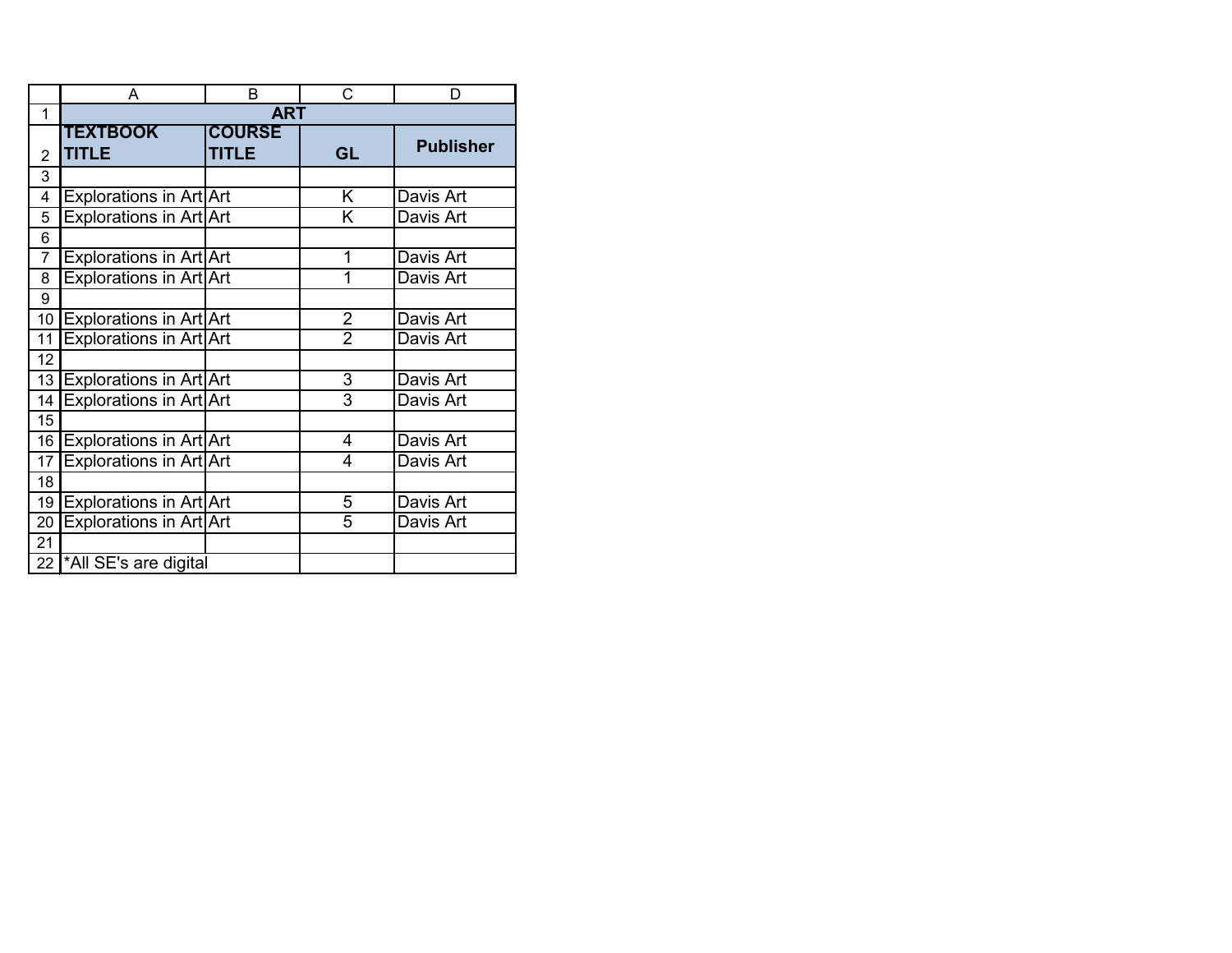| ART | | | |
|---|---|---|---|
| TEXTBOOK TITLE | COURSE TITLE | GL | Publisher |
| | | | |
| Explorations in Art | Art | K | Davis Art |
| Explorations in Art | Art | K | Davis Art |
| | | | |
| Explorations in Art | Art | 1 | Davis Art |
| Explorations in Art | Art | 1 | Davis Art |
| | | | |
| Explorations in Art | Art | 2 | Davis Art |
| Explorations in Art | Art | 2 | Davis Art |
| | | | |
| Explorations in Art | Art | 3 | Davis Art |
| Explorations in Art | Art | 3 | Davis Art |
| | | | |
| Explorations in Art | Art | 4 | Davis Art |
| Explorations in Art | Art | 4 | Davis Art |
| | | | |
| Explorations in Art | Art | 5 | Davis Art |
| Explorations in Art | Art | 5 | Davis Art |
| | | | |
| *All SE's are digital | | | |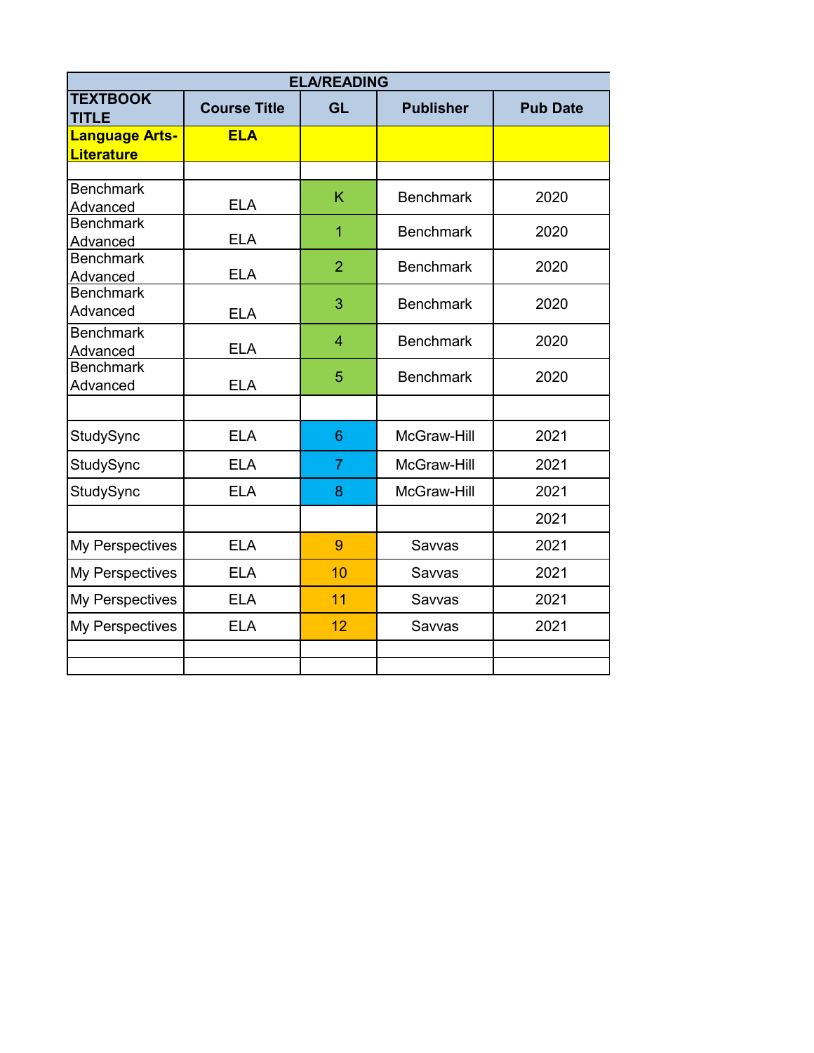| ELA/READING | | | | |
|---|---|---|---|---|
| **TEXTBOOK TITLE** | **Course Title** | **GL** | **Publisher** | **Pub Date** |
| **Language Arts-Literature** | **ELA** | | | |
| | | | | |
| Benchmark Advanced | ELA | K | Benchmark | 2020 |
| Benchmark Advanced | ELA | 1 | Benchmark | 2020 |
| Benchmark Advanced | ELA | 2 | Benchmark | 2020 |
| Benchmark Advanced | ELA | 3 | Benchmark | 2020 |
| Benchmark Advanced | ELA | 4 | Benchmark | 2020 |
| Benchmark Advanced | ELA | 5 | Benchmark | 2020 |
| | | | | |
| StudySync | ELA | 6 | McGraw-Hill | 2021 |
| StudySync | ELA | 7 | McGraw-Hill | 2021 |
| StudySync | ELA | 8 | McGraw-Hill | 2021 |
| | | | | 2021 |
| My Perspectives | ELA | 9 | Savvas | 2021 |
| My Perspectives | ELA | 10 | Savvas | 2021 |
| My Perspectives | ELA | 11 | Savvas | 2021 |
| My Perspectives | ELA | 12 | Savvas | 2021 |
| | | | | |
| | | | | |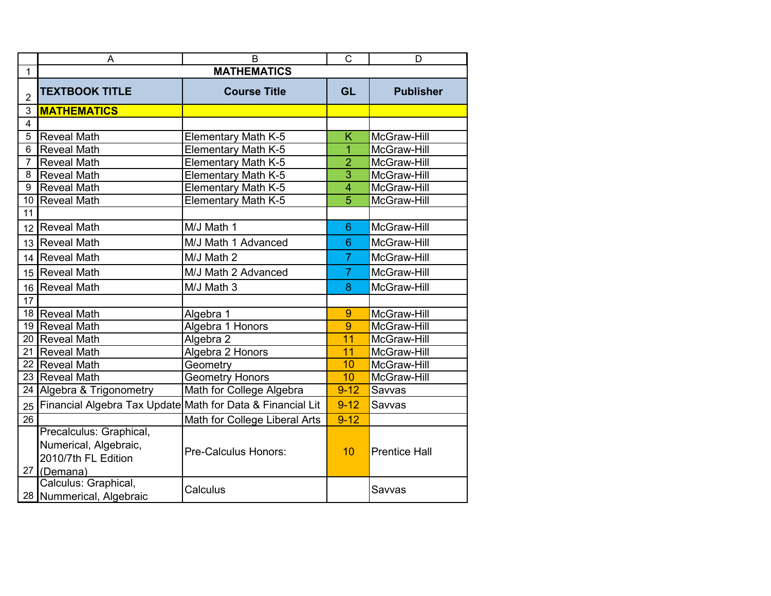# MATHEMATICS

| TEXTBOOK TITLE | Course Title | GL | Publisher |
|---|---|---|---|
| **MATHEMATICS** | | | |
| | | | |
| Reveal Math | Elementary Math K-5 | K | McGraw-Hill |
| Reveal Math | Elementary Math K-5 | 1 | McGraw-Hill |
| Reveal Math | Elementary Math K-5 | 2 | McGraw-Hill |
| Reveal Math | Elementary Math K-5 | 3 | McGraw-Hill |
| Reveal Math | Elementary Math K-5 | 4 | McGraw-Hill |
| Reveal Math | Elementary Math K-5 | 5 | McGraw-Hill |
| | | | |
| Reveal Math | M/J Math 1 | 6 | McGraw-Hill |
| Reveal Math | M/J Math 1 Advanced | 6 | McGraw-Hill |
| Reveal Math | M/J Math 2 | 7 | McGraw-Hill |
| Reveal Math | M/J Math 2 Advanced | 7 | McGraw-Hill |
| Reveal Math | M/J Math 3 | 8 | McGraw-Hill |
| | | | |
| Reveal Math | Algebra 1 | 9 | McGraw-Hill |
| Reveal Math | Algebra 1 Honors | 9 | McGraw-Hill |
| Reveal Math | Algebra 2 | 11 | McGraw-Hill |
| Reveal Math | Algebra 2 Honors | 11 | McGraw-Hill |
| Reveal Math | Geometry | 10 | McGraw-Hill |
| Reveal Math | Geometry Honors | 10 | McGraw-Hill |
| Algebra & Trigonometry | Math for College Algebra | 9-12 | Savvas |
| Financial Algebra Tax Update | Math for Data & Financial Lit | 9-12 | Savvas |
| | Math for College Liberal Arts | 9-12 | |
| Precalculus: Graphical, Numerical, Algebraic, 2010/7th FL Edition (Demana) | Pre-Calculus Honors: | 10 | Prentice Hall |
| Calculus: Graphical, Nummerical, Algebraic | Calculus | | Savvas |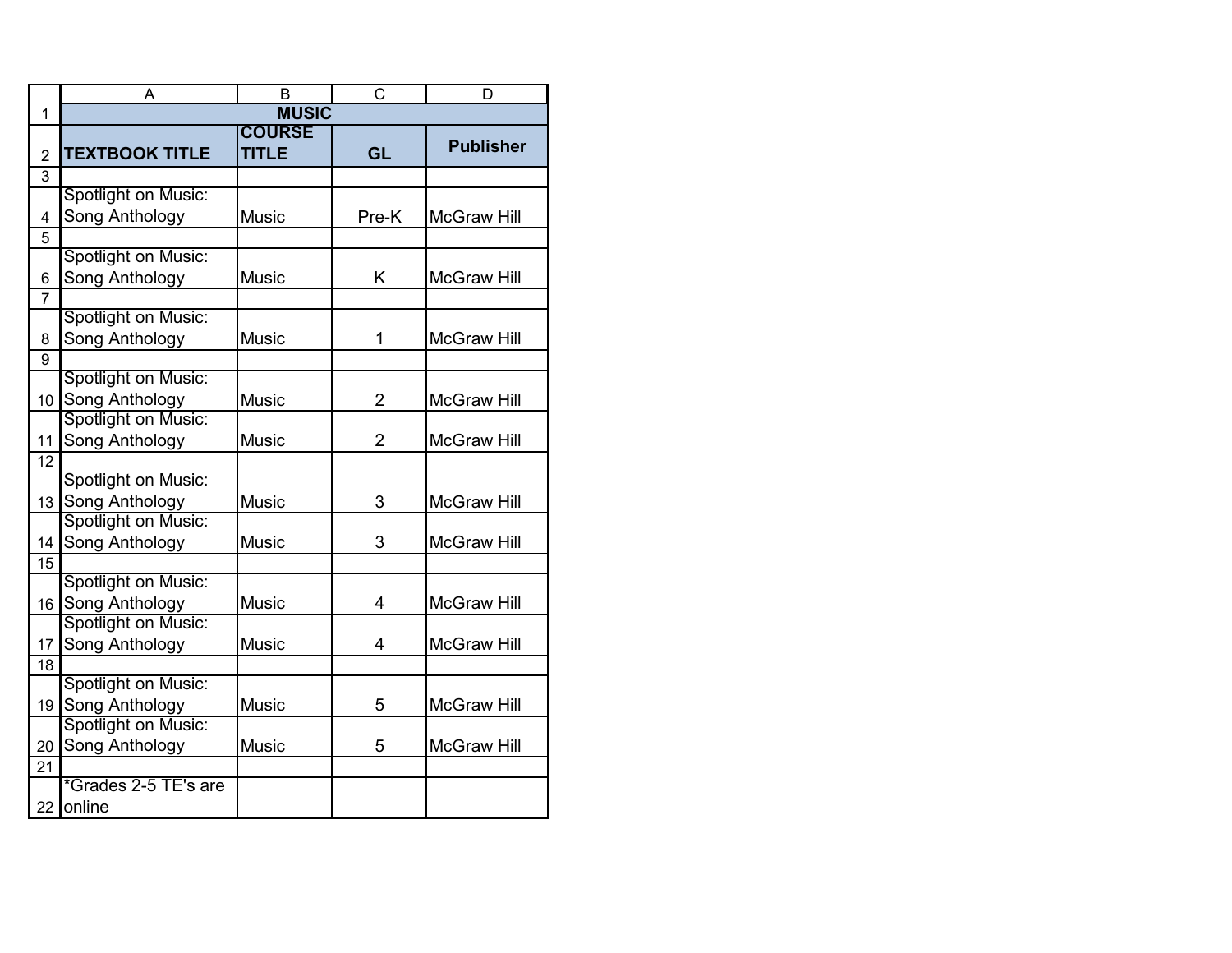| MUSIC | | | |
|---|---|---|---|
| **TEXTBOOK TITLE** | **COURSE TITLE** | **GL** | **Publisher** |
| | | | |
| Spotlight on Music: Song Anthology | Music | Pre-K | McGraw Hill |
| | | | |
| Spotlight on Music: Song Anthology | Music | K | McGraw Hill |
| | | | |
| Spotlight on Music: Song Anthology | Music | 1 | McGraw Hill |
| | | | |
| Spotlight on Music: Song Anthology | Music | 2 | McGraw Hill |
| Spotlight on Music: Song Anthology | Music | 2 | McGraw Hill |
| | | | |
| Spotlight on Music: Song Anthology | Music | 3 | McGraw Hill |
| Spotlight on Music: Song Anthology | Music | 3 | McGraw Hill |
| | | | |
| Spotlight on Music: Song Anthology | Music | 4 | McGraw Hill |
| Spotlight on Music: Song Anthology | Music | 4 | McGraw Hill |
| | | | |
| Spotlight on Music: Song Anthology | Music | 5 | McGraw Hill |
| Spotlight on Music: Song Anthology | Music | 5 | McGraw Hill |
| | | | |
| *Grades 2-5 TE's are online | | | |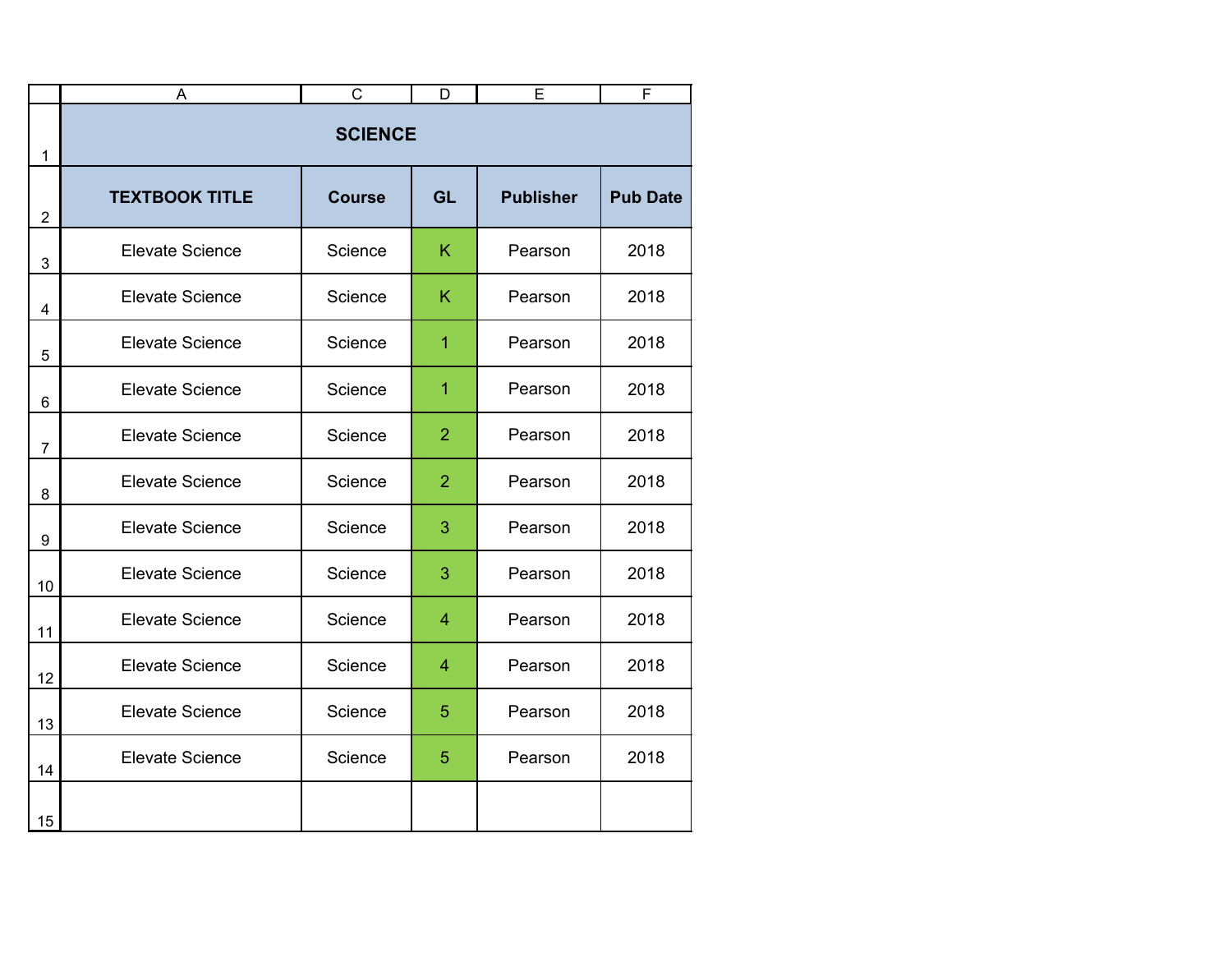## SCIENCE

| TEXTBOOK TITLE | Course | GL | Publisher | Pub Date |
|---|---|---|---|---|
| Elevate Science | Science | K | Pearson | 2018 |
| Elevate Science | Science | K | Pearson | 2018 |
| Elevate Science | Science | 1 | Pearson | 2018 |
| Elevate Science | Science | 1 | Pearson | 2018 |
| Elevate Science | Science | 2 | Pearson | 2018 |
| Elevate Science | Science | 2 | Pearson | 2018 |
| Elevate Science | Science | 3 | Pearson | 2018 |
| Elevate Science | Science | 3 | Pearson | 2018 |
| Elevate Science | Science | 4 | Pearson | 2018 |
| Elevate Science | Science | 4 | Pearson | 2018 |
| Elevate Science | Science | 5 | Pearson | 2018 |
| Elevate Science | Science | 5 | Pearson | 2018 |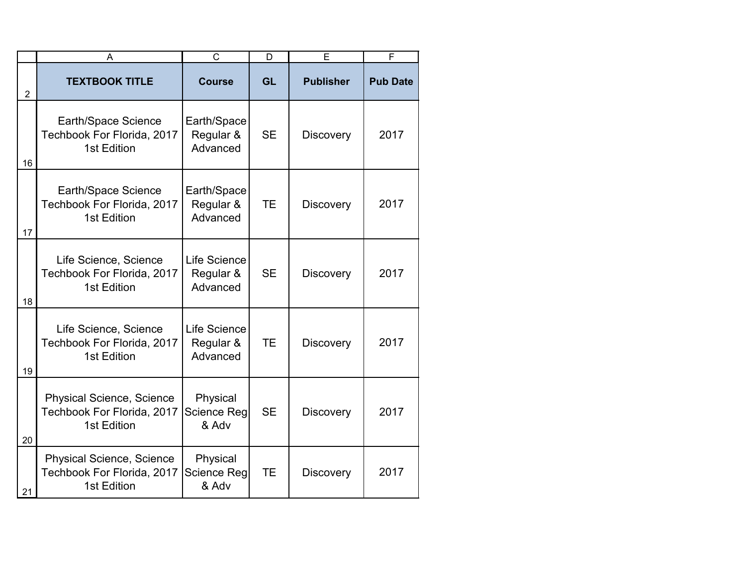| TEXTBOOK TITLE | Course | GL | Publisher | Pub Date |
|---|---|---|---|---|
| Earth/Space Science Techbook For Florida, 2017 1st Edition | Earth/Space Regular & Advanced | SE | Discovery | 2017 |
| Earth/Space Science Techbook For Florida, 2017 1st Edition | Earth/Space Regular & Advanced | TE | Discovery | 2017 |
| Life Science, Science Techbook For Florida, 2017 1st Edition | Life Science Regular & Advanced | SE | Discovery | 2017 |
| Life Science, Science Techbook For Florida, 2017 1st Edition | Life Science Regular & Advanced | TE | Discovery | 2017 |
| Physical Science, Science Techbook For Florida, 2017 1st Edition | Physical Science Reg & Adv | SE | Discovery | 2017 |
| Physical Science, Science Techbook For Florida, 2017 1st Edition | Physical Science Reg & Adv | TE | Discovery | 2017 |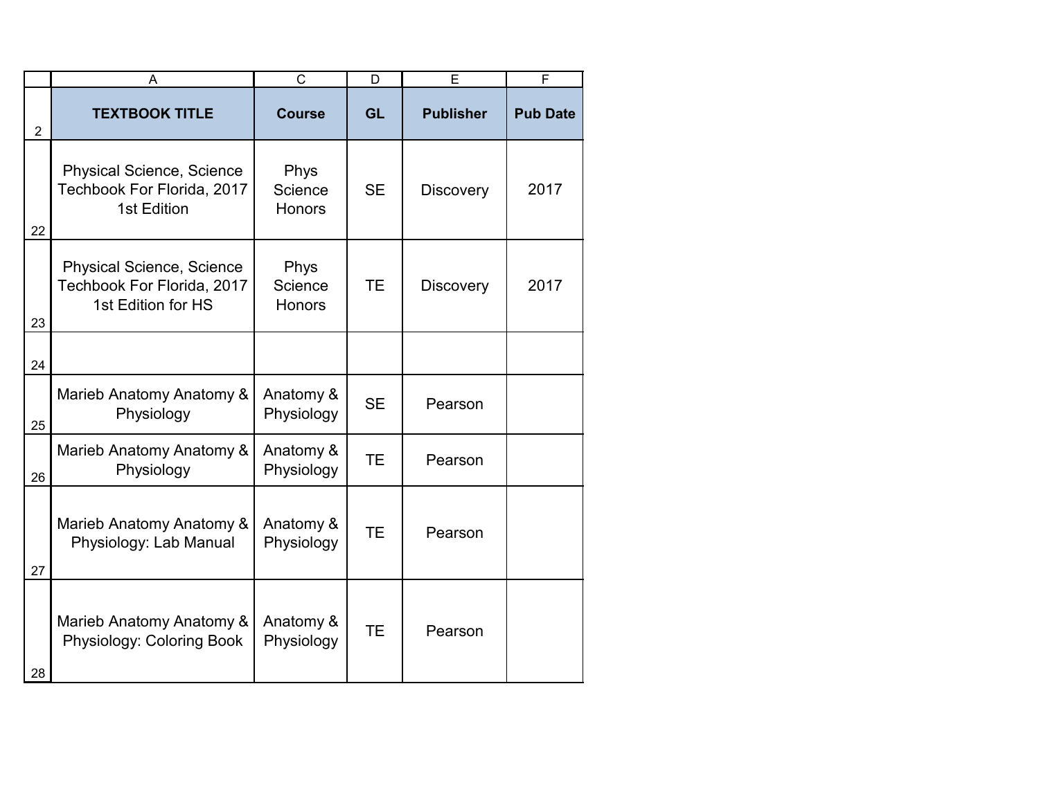| TEXTBOOK TITLE | Course | GL | Publisher | Pub Date |
|---|---|---|---|---|
| Physical Science, Science Techbook For Florida, 2017 1st Edition | Phys Science Honors | SE | Discovery | 2017 |
| Physical Science, Science Techbook For Florida, 2017 1st Edition for HS | Phys Science Honors | TE | Discovery | 2017 |
| | | | | |
| Marieb Anatomy Anatomy & Physiology | Anatomy & Physiology | SE | Pearson | |
| Marieb Anatomy Anatomy & Physiology | Anatomy & Physiology | TE | Pearson | |
| Marieb Anatomy Anatomy & Physiology: Lab Manual | Anatomy & Physiology | TE | Pearson | |
| Marieb Anatomy Anatomy & Physiology: Coloring Book | Anatomy & Physiology | TE | Pearson | |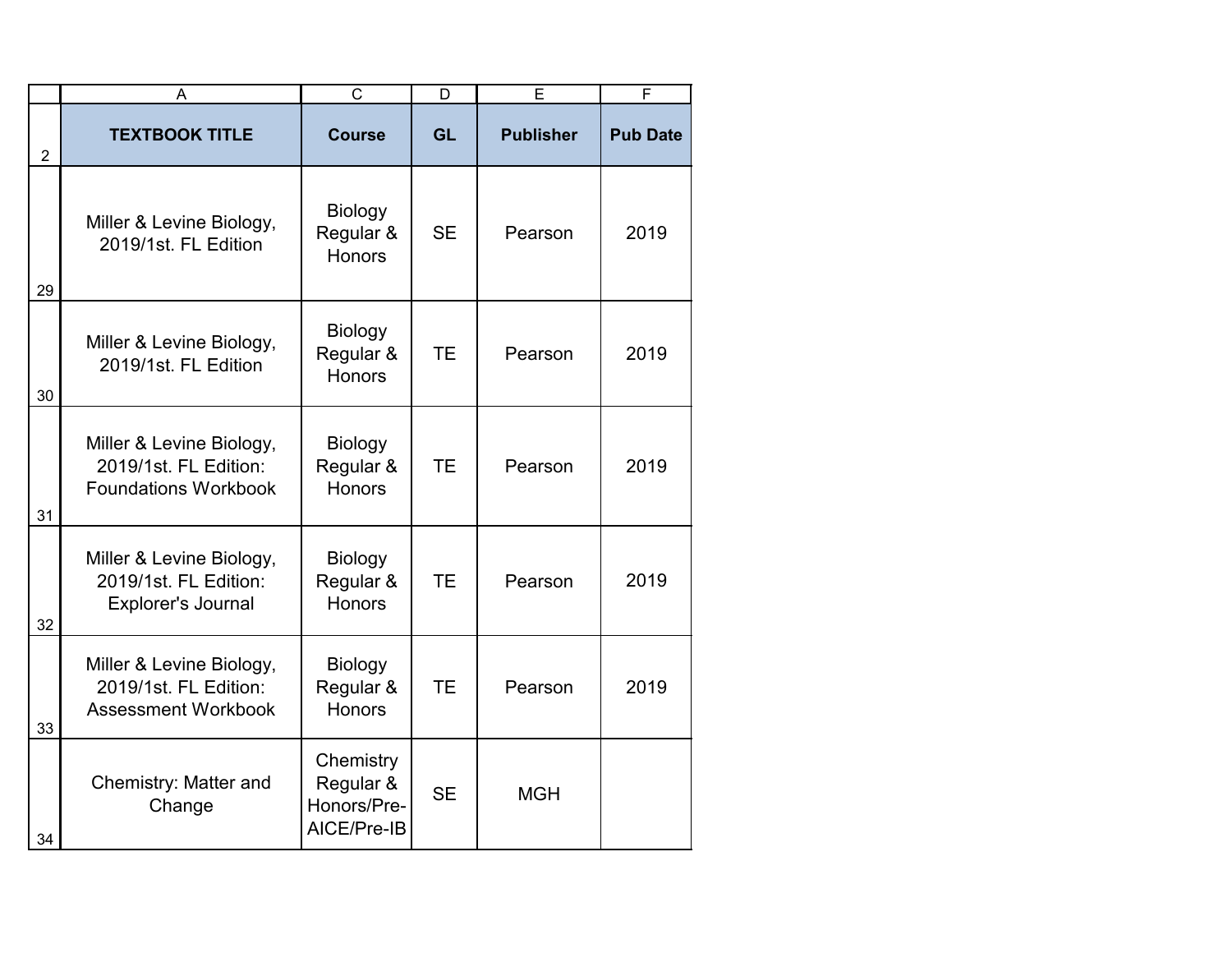| TEXTBOOK TITLE | Course | GL | Publisher | Pub Date |
|---|---|---|---|---|
| Miller & Levine Biology, 2019/1st. FL Edition | Biology Regular & Honors | SE | Pearson | 2019 |
| Miller & Levine Biology, 2019/1st. FL Edition | Biology Regular & Honors | TE | Pearson | 2019 |
| Miller & Levine Biology, 2019/1st. FL Edition: Foundations Workbook | Biology Regular & Honors | TE | Pearson | 2019 |
| Miller & Levine Biology, 2019/1st. FL Edition: Explorer's Journal | Biology Regular & Honors | TE | Pearson | 2019 |
| Miller & Levine Biology, 2019/1st. FL Edition: Assessment Workbook | Biology Regular & Honors | TE | Pearson | 2019 |
| Chemistry: Matter and Change | Chemistry Regular & Honors/Pre-AICE/Pre-IB | SE | MGH | |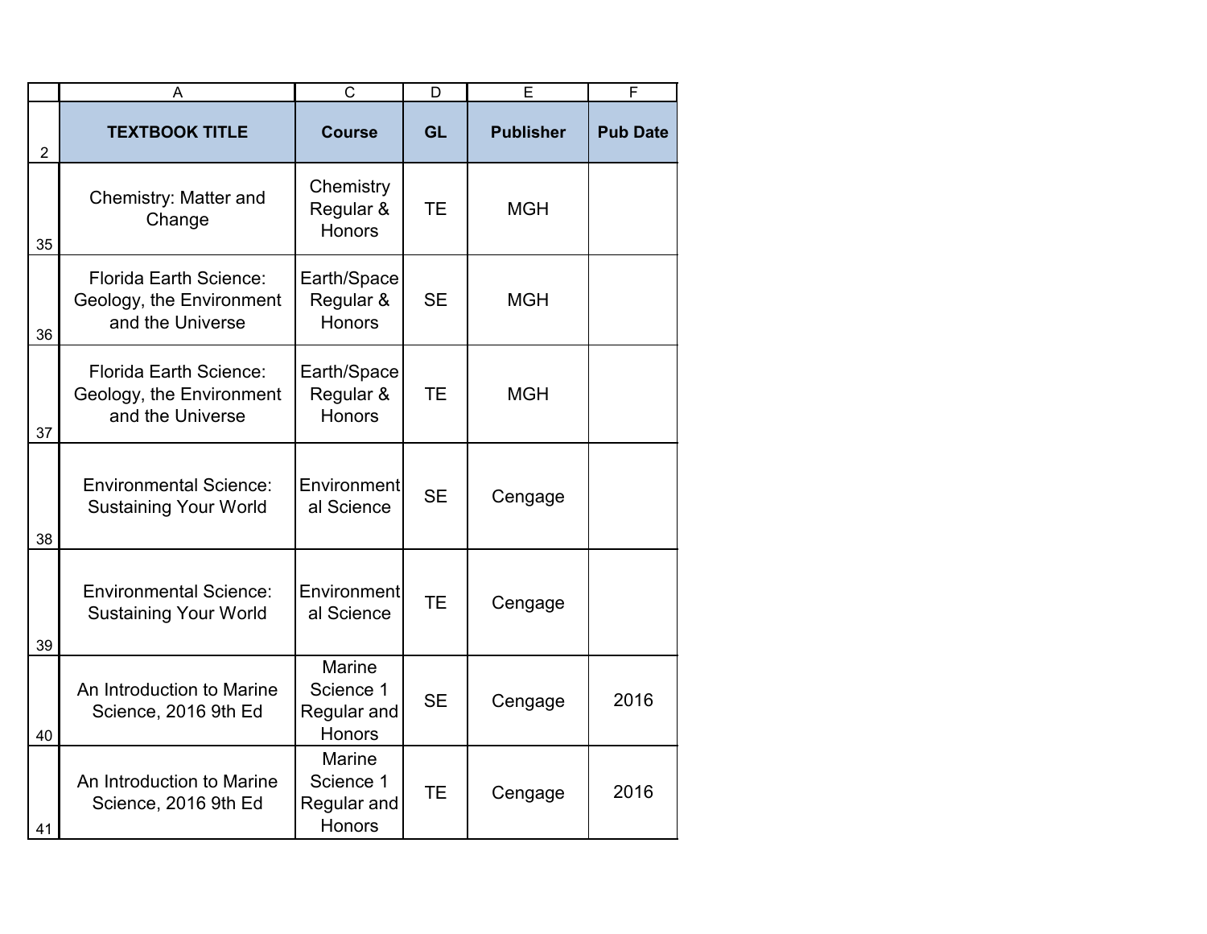| TEXTBOOK TITLE | Course | GL | Publisher | Pub Date |
|---|---|---|---|---|
| Chemistry: Matter and Change | Chemistry Regular & Honors | TE | MGH | |
| Florida Earth Science: Geology, the Environment and the Universe | Earth/Space Regular & Honors | SE | MGH | |
| Florida Earth Science: Geology, the Environment and the Universe | Earth/Space Regular & Honors | TE | MGH | |
| Environmental Science: Sustaining Your World | Environmental Science | SE | Cengage | |
| Environmental Science: Sustaining Your World | Environmental Science | TE | Cengage | |
| An Introduction to Marine Science, 2016 9th Ed | Marine Science 1 Regular and Honors | SE | Cengage | 2016 |
| An Introduction to Marine Science, 2016 9th Ed | Marine Science 1 Regular and Honors | TE | Cengage | 2016 |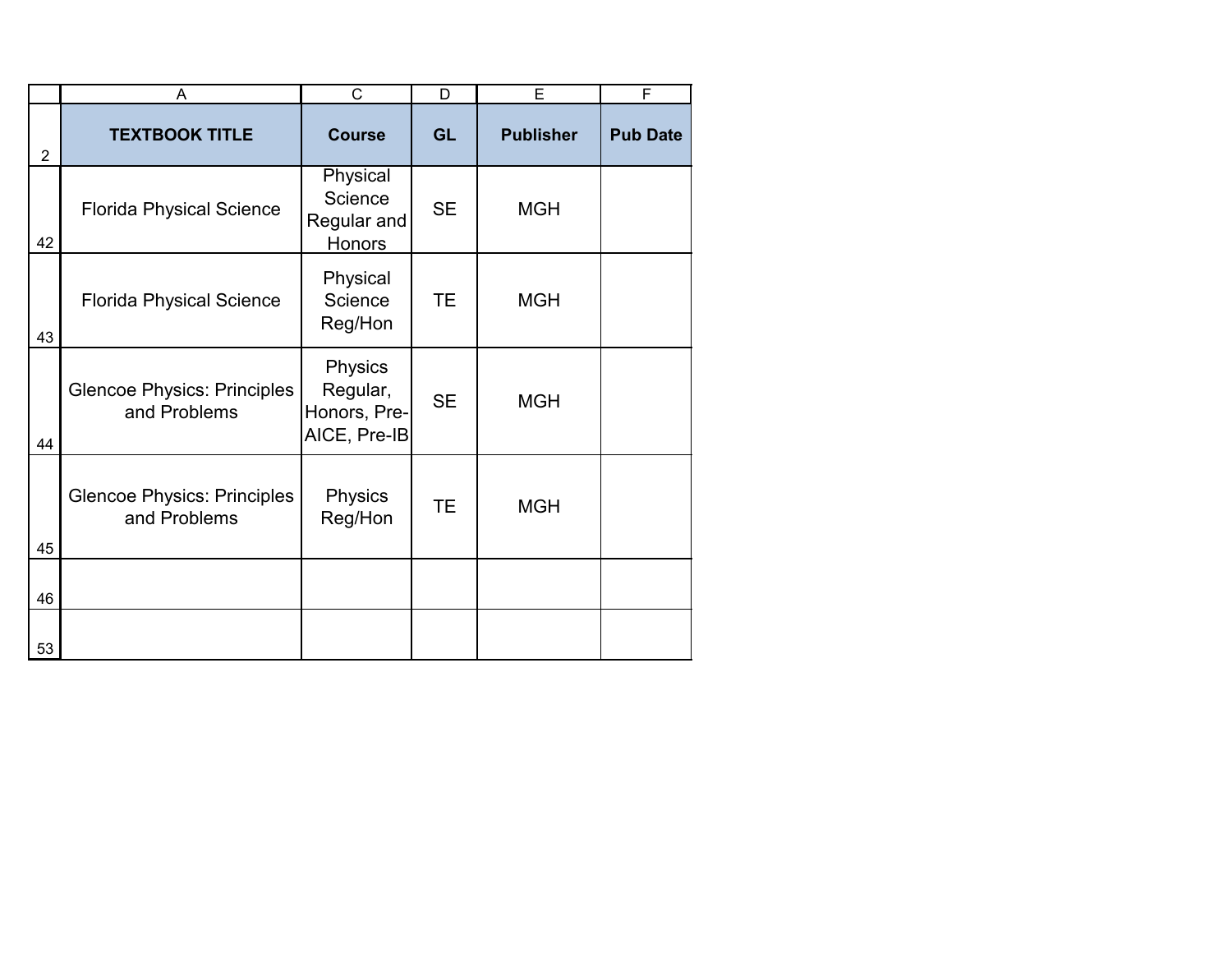| TEXTBOOK TITLE | Course | GL | Publisher | Pub Date |
|---|---|---|---|---|
| Florida Physical Science | Physical Science Regular and Honors | SE | MGH | |
| Florida Physical Science | Physical Science Reg/Hon | TE | MGH | |
| Glencoe Physics: Principles and Problems | Physics Regular, Honors, Pre-AICE, Pre-IB | SE | MGH | |
| Glencoe Physics: Principles and Problems | Physics Reg/Hon | TE | MGH | |
| | | | | |
| | | | | |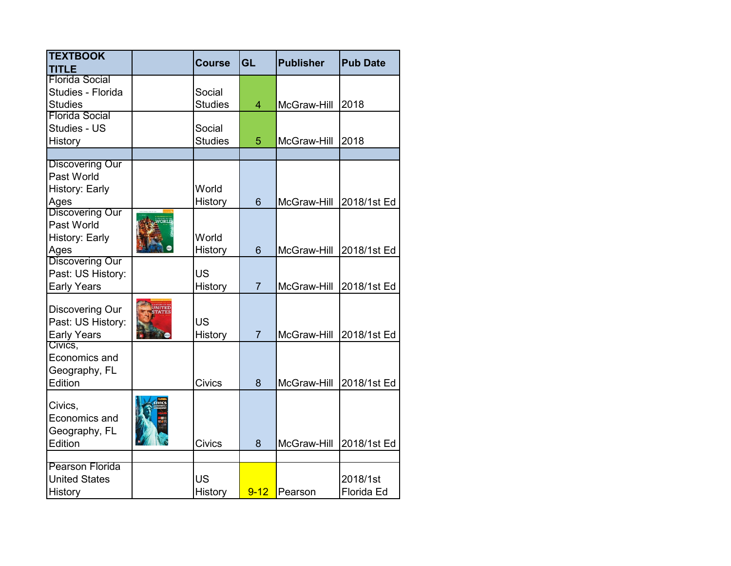| TEXTBOOK TITLE | | Course | GL | Publisher | Pub Date |
|---|---|---|---|---|---|
| Florida Social Studies - Florida Studies | | Social Studies | 4 | McGraw-Hill | 2018 |
| Florida Social Studies - US History | | Social Studies | 5 | McGraw-Hill | 2018 |
| | | | | | |
| Discovering Our Past World History: Early Ages | | World History | 6 | McGraw-Hill | 2018/1st Ed |
| Discovering Our Past World History: Early Ages | | World History | 6 | McGraw-Hill | 2018/1st Ed |
| Discovering Our Past: US History: Early Years | | US History | 7 | McGraw-Hill | 2018/1st Ed |
| Discovering Our Past: US History: Early Years | | US History | 7 | McGraw-Hill | 2018/1st Ed |
| Civics, Economics and Geography, FL Edition | | Civics | 8 | McGraw-Hill | 2018/1st Ed |
| Civics, Economics and Geography, FL Edition | | Civics | 8 | McGraw-Hill | 2018/1st Ed |
| | | | | | |
| Pearson Florida United States History | | US History | 9-12 | Pearson | 2018/1st Florida Ed |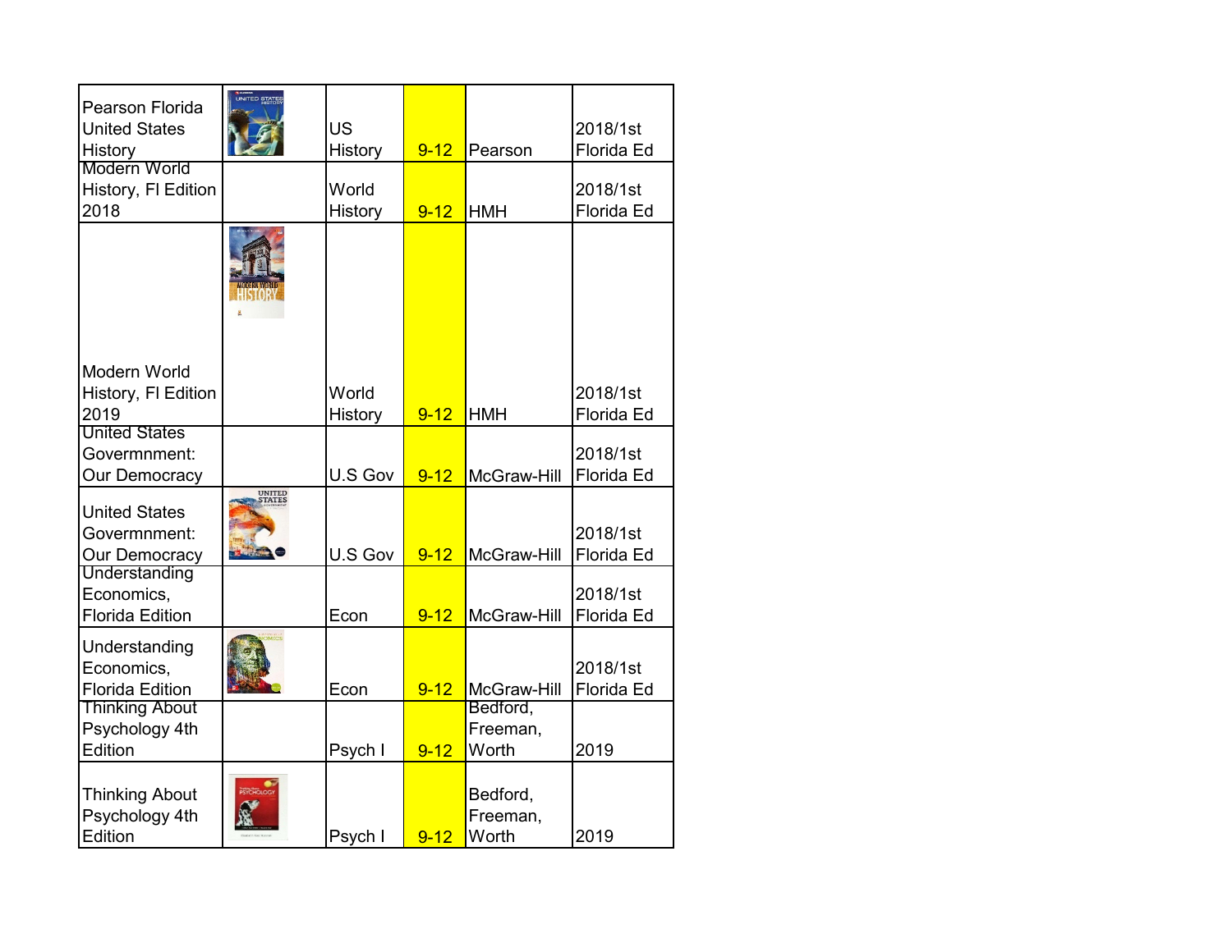| | | | | | |
|---|---|---|---|---|---|
| Pearson Florida United States History | | US History | 9-12 | Pearson | 2018/1st Florida Ed |
| Modern World History, Fl Edition 2018 | | World History | 9-12 | HMH | 2018/1st Florida Ed |
| Modern World History, Fl Edition 2019 | | World History | 9-12 | HMH | 2018/1st Florida Ed |
| United States Govermnment: Our Democracy | | U.S Gov | 9-12 | McGraw-Hill | 2018/1st Florida Ed |
| United States Govermnment: Our Democracy | | U.S Gov | 9-12 | McGraw-Hill | 2018/1st Florida Ed |
| Understanding Economics, Florida Edition | | Econ | 9-12 | McGraw-Hill | 2018/1st Florida Ed |
| Understanding Economics, Florida Edition | | Econ | 9-12 | McGraw-Hill | 2018/1st Florida Ed |
| Thinking About Psychology 4th Edition | | Psych I | 9-12 | Bedford, Freeman, Worth | 2019 |
| Thinking About Psychology 4th Edition | | Psych I | 9-12 | Bedford, Freeman, Worth | 2019 |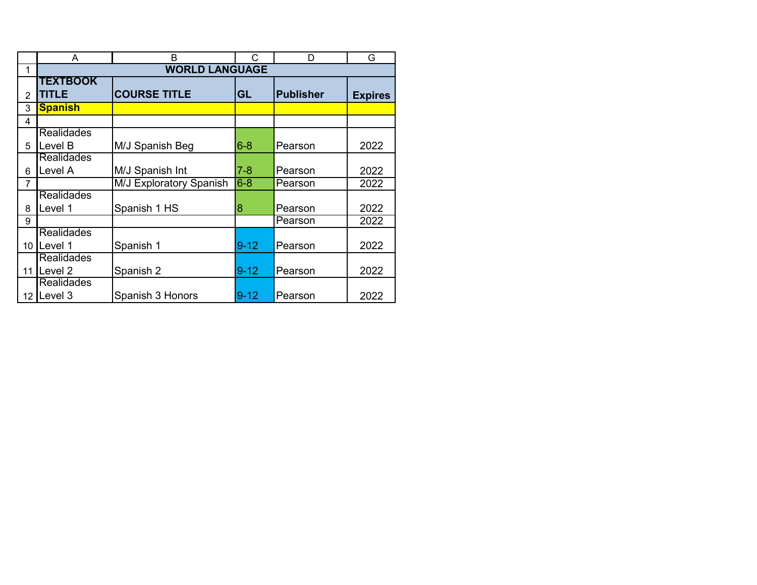| TEXTBOOK TITLE | COURSE TITLE | GL | Publisher | Expires |
|---|---|---|---|---|
| **WORLD LANGUAGE** | | | | |
| **Spanish** | | | | |
| | | | | |
| Realidades Level B | M/J Spanish Beg | 6-8 | Pearson | 2022 |
| Realidades Level A | M/J Spanish Int | 7-8 | Pearson | 2022 |
| | M/J Exploratory Spanish | 6-8 | Pearson | 2022 |
| Realidades Level 1 | Spanish 1 HS | 8 | Pearson | 2022 |
| | | | Pearson | 2022 |
| Realidades Level 1 | Spanish 1 | 9-12 | Pearson | 2022 |
| Realidades Level 2 | Spanish 2 | 9-12 | Pearson | 2022 |
| Realidades Level 3 | Spanish 3 Honors | 9-12 | Pearson | 2022 |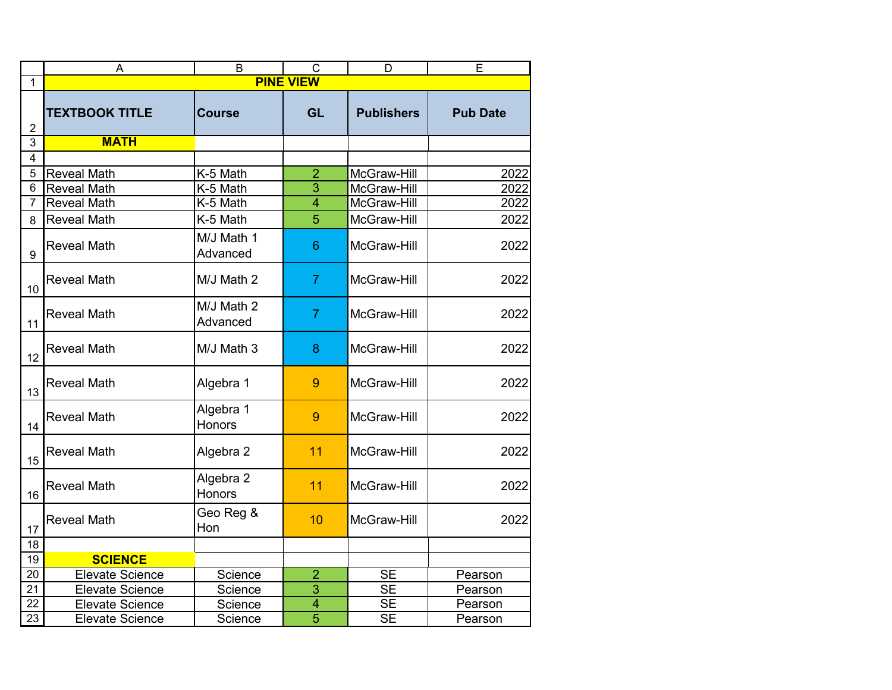| PINE VIEW | | | | |
|---|---|---|---|---|
| **TEXTBOOK TITLE** | **Course** | **GL** | **Publishers** | **Pub Date** |
| **MATH** | | | | |
| | | | | |
| Reveal Math | K-5 Math | 2 | McGraw-Hill | 2022 |
| Reveal Math | K-5 Math | 3 | McGraw-Hill | 2022 |
| Reveal Math | K-5 Math | 4 | McGraw-Hill | 2022 |
| Reveal Math | K-5 Math | 5 | McGraw-Hill | 2022 |
| Reveal Math | M/J Math 1 Advanced | 6 | McGraw-Hill | 2022 |
| Reveal Math | M/J Math 2 | 7 | McGraw-Hill | 2022 |
| Reveal Math | M/J Math 2 Advanced | 7 | McGraw-Hill | 2022 |
| Reveal Math | M/J Math 3 | 8 | McGraw-Hill | 2022 |
| Reveal Math | Algebra 1 | 9 | McGraw-Hill | 2022 |
| Reveal Math | Algebra 1 Honors | 9 | McGraw-Hill | 2022 |
| Reveal Math | Algebra 2 | 11 | McGraw-Hill | 2022 |
| Reveal Math | Algebra 2 Honors | 11 | McGraw-Hill | 2022 |
| Reveal Math | Geo Reg & Hon | 10 | McGraw-Hill | 2022 |
| | | | | |
| **SCIENCE** | | | | |
| Elevate Science | Science | 2 | SE | Pearson |
| Elevate Science | Science | 3 | SE | Pearson |
| Elevate Science | Science | 4 | SE | Pearson |
| Elevate Science | Science | 5 | SE | Pearson |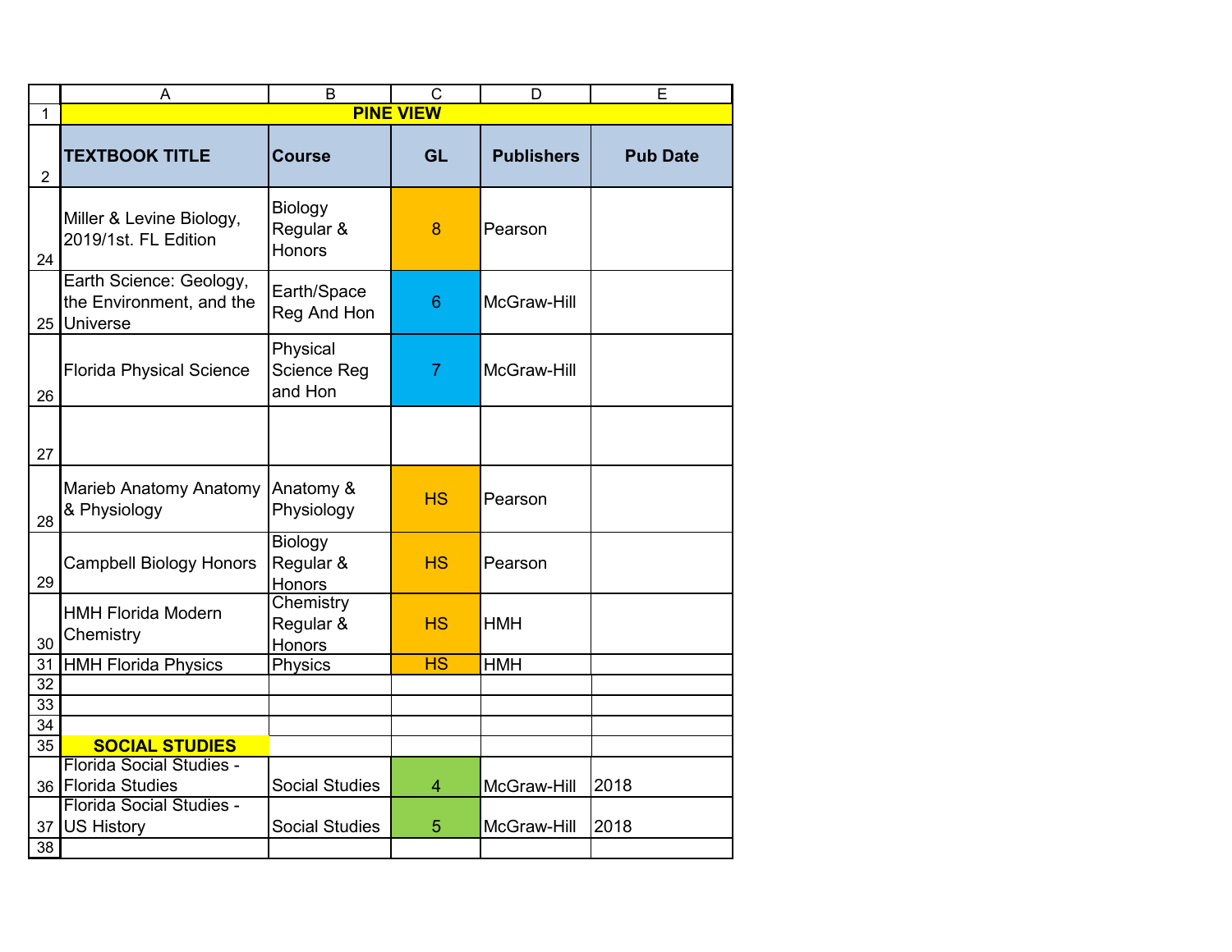| PINE VIEW | | | | |
|---|---|---|---|---|
| **TEXTBOOK TITLE** | **Course** | **GL** | **Publishers** | **Pub Date** |
| Miller & Levine Biology, 2019/1st. FL Edition | Biology Regular & Honors | 8 | Pearson | |
| Earth Science: Geology, the Environment, and the Universe | Earth/Space Reg And Hon | 6 | McGraw-Hill | |
| Florida Physical Science | Physical Science Reg and Hon | 7 | McGraw-Hill | |
| | | | | |
| Marieb Anatomy Anatomy & Physiology | Anatomy & Physiology | HS | Pearson | |
| Campbell Biology Honors | Biology Regular & Honors | HS | Pearson | |
| HMH Florida Modern Chemistry | Chemistry Regular & Honors | HS | HMH | |
| HMH Florida Physics | Physics | HS | HMH | |
| | | | | |
| | | | | |
| | | | | |
| **SOCIAL STUDIES** | | | | |
| Florida Social Studies - Florida Studies | Social Studies | 4 | McGraw-Hill | 2018 |
| Florida Social Studies - US History | Social Studies | 5 | McGraw-Hill | 2018 |
| | | | | |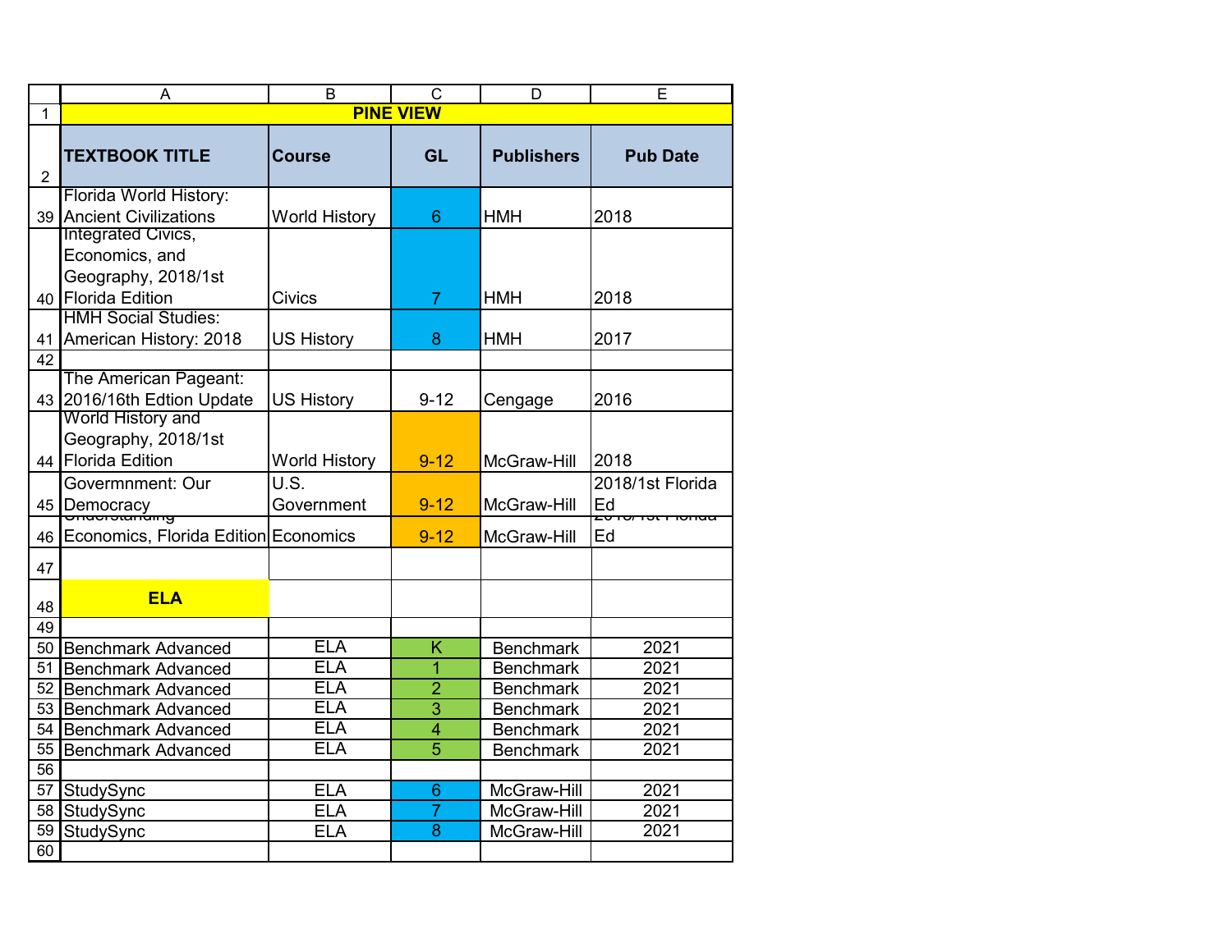| | A | B | C | D | E |
|---|---|---|---|---|---|
| 1 | PINE VIEW | | | | |
| 2 | TEXTBOOK TITLE | Course | GL | Publishers | Pub Date |
| 39 | Florida World History: Ancient Civilizations | World History | 6 | HMH | 2018 |
| 40 | Integrated Civics, Economics, and Geography, 2018/1st Florida Edition | Civics | 7 | HMH | 2018 |
| 41 | HMH Social Studies: American History: 2018 | US History | 8 | HMH | 2017 |
| 42 | | | | | |
| 43 | The American Pageant: 2016/16th Edtion Update | US History | 9-12 | Cengage | 2016 |
| 44 | World History and Geography, 2018/1st Florida Edition | World History | 9-12 | McGraw-Hill | 2018 |
| 45 | Governmnent: Our Democracy | U.S. Government | 9-12 | McGraw-Hill | 2018/1st Florida Ed |
| 46 | Understanding Economics, Florida Edition | Economics | 9-12 | McGraw-Hill | 2018/1st Florida Ed |
| 47 | | | | | |
| 48 | ELA | | | | |
| 49 | | | | | |
| 50 | Benchmark Advanced | ELA | K | Benchmark | 2021 |
| 51 | Benchmark Advanced | ELA | 1 | Benchmark | 2021 |
| 52 | Benchmark Advanced | ELA | 2 | Benchmark | 2021 |
| 53 | Benchmark Advanced | ELA | 3 | Benchmark | 2021 |
| 54 | Benchmark Advanced | ELA | 4 | Benchmark | 2021 |
| 55 | Benchmark Advanced | ELA | 5 | Benchmark | 2021 |
| 56 | | | | | |
| 57 | StudySync | ELA | 6 | McGraw-Hill | 2021 |
| 58 | StudySync | ELA | 7 | McGraw-Hill | 2021 |
| 59 | StudySync | ELA | 8 | McGraw-Hill | 2021 |
| 60 | | | | | |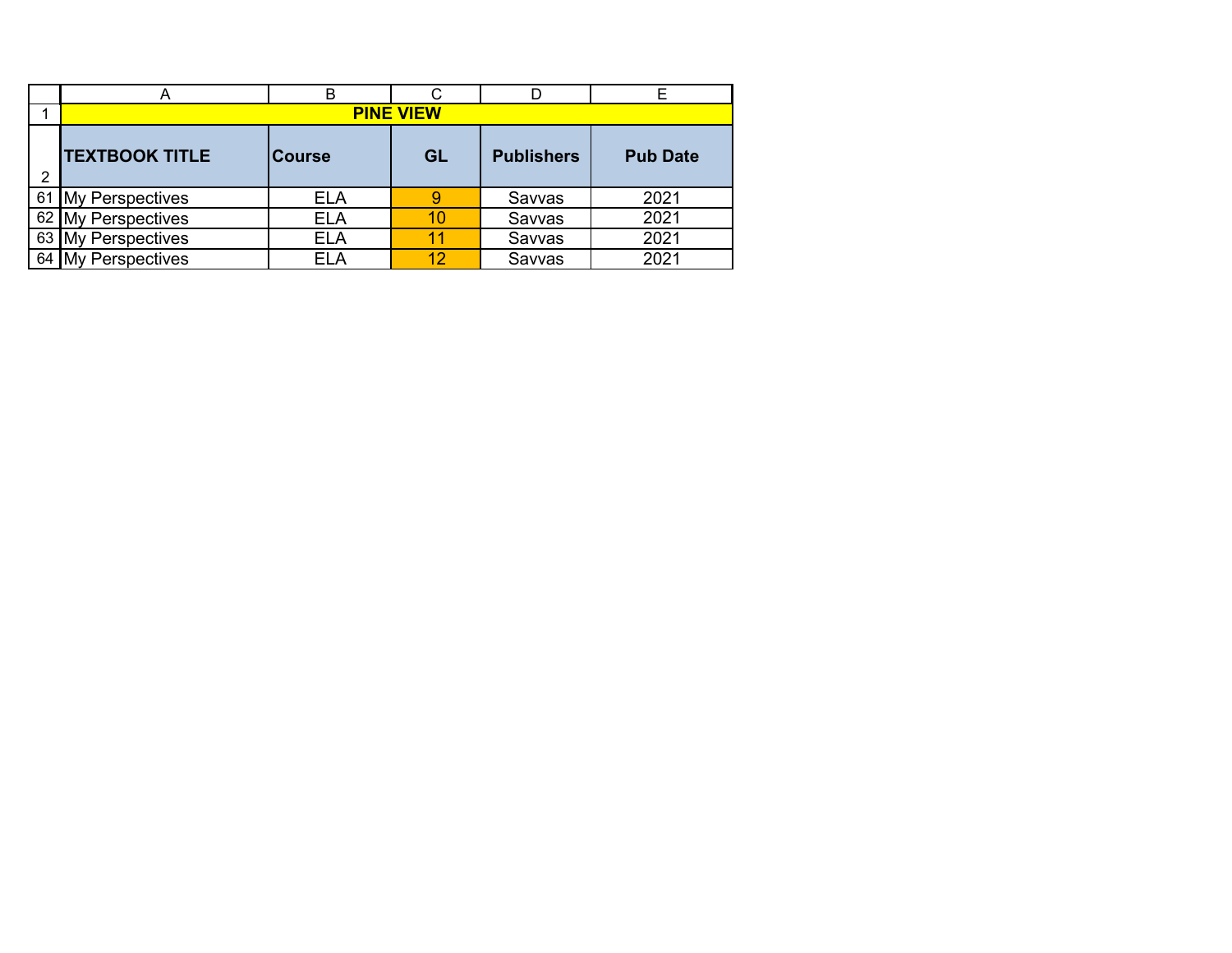| PINE VIEW | | | | |
|---|---|---|---|---|
| **TEXTBOOK TITLE** | **Course** | **GL** | **Publishers** | **Pub Date** |
| My Perspectives | ELA | 9 | Savvas | 2021 |
| My Perspectives | ELA | 10 | Savvas | 2021 |
| My Perspectives | ELA | 11 | Savvas | 2021 |
| My Perspectives | ELA | 12 | Savvas | 2021 |